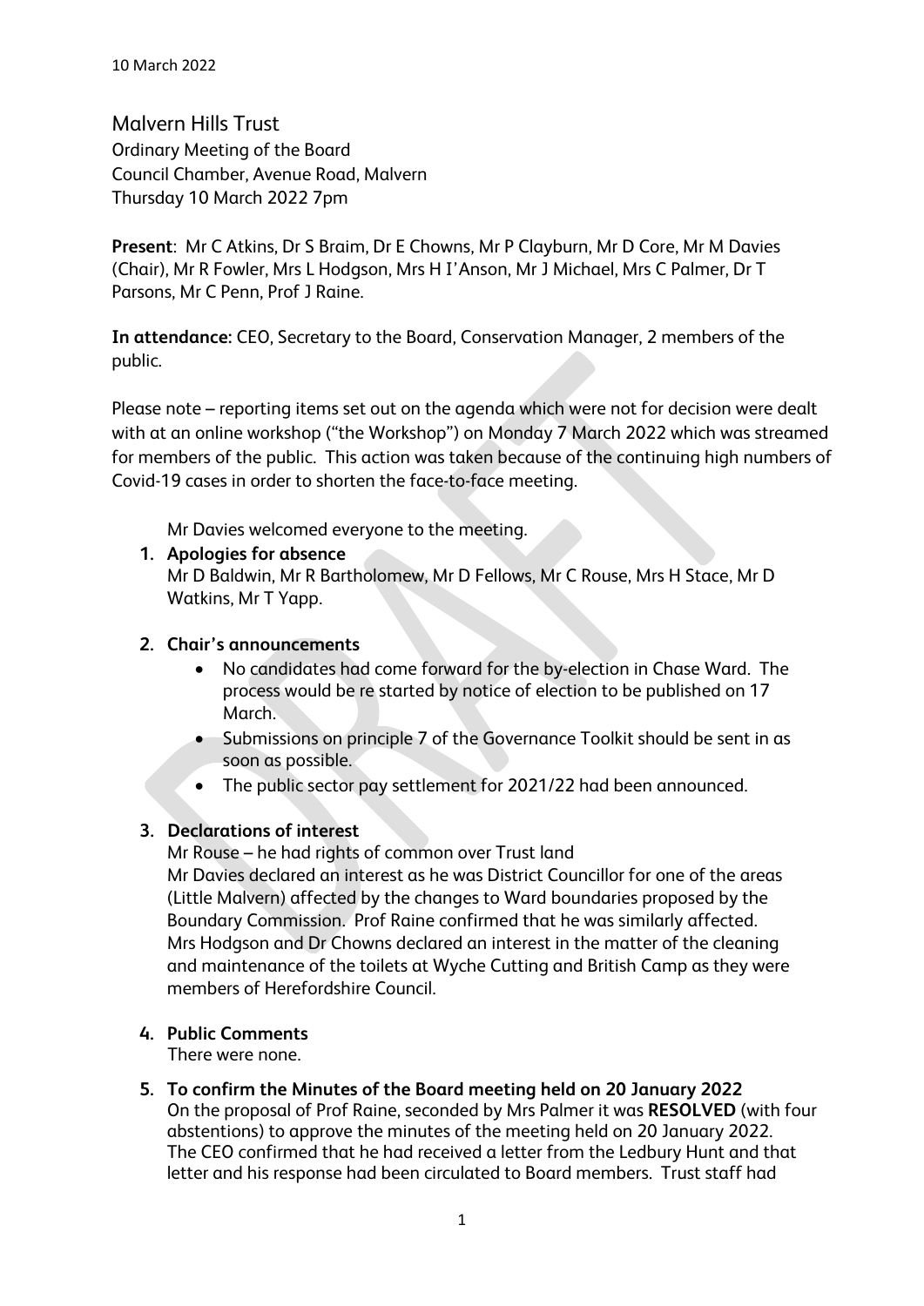10 March 2022

# Malvern Hills Trust

Ordinary Meeting of the Board
Council Chamber, Avenue Road, Malvern
Thursday 10 March 2022 7pm

**Present**: Mr C Atkins, Dr S Braim, Dr E Chowns, Mr P Clayburn, Mr D Core, Mr M Davies (Chair), Mr R Fowler, Mrs L Hodgson, Mrs H I'Anson, Mr J Michael, Mrs C Palmer, Dr T Parsons, Mr C Penn, Prof J Raine.

**In attendance:** CEO, Secretary to the Board, Conservation Manager, 2 members of the public.

Please note – reporting items set out on the agenda which were not for decision were dealt with at an online workshop ("the Workshop") on Monday 7 March 2022 which was streamed for members of the public. This action was taken because of the continuing high numbers of Covid-19 cases in order to shorten the face-to-face meeting.

Mr Davies welcomed everyone to the meeting.

1. **Apologies for absence**
   Mr D Baldwin, Mr R Bartholomew, Mr D Fellows, Mr C Rouse, Mrs H Stace, Mr D Watkins, Mr T Yapp.

2. **Chair's announcements**
   - No candidates had come forward for the by-election in Chase Ward. The process would be re started by notice of election to be published on 17 March.
   - Submissions on principle 7 of the Governance Toolkit should be sent in as soon as possible.
   - The public sector pay settlement for 2021/22 had been announced.

3. **Declarations of interest**
   Mr Rouse – he had rights of common over Trust land
   Mr Davies declared an interest as he was District Councillor for one of the areas (Little Malvern) affected by the changes to Ward boundaries proposed by the Boundary Commission. Prof Raine confirmed that he was similarly affected.
   Mrs Hodgson and Dr Chowns declared an interest in the matter of the cleaning and maintenance of the toilets at Wyche Cutting and British Camp as they were members of Herefordshire Council.

4. **Public Comments**
   There were none.

5. **To confirm the Minutes of the Board meeting held on 20 January 2022**
   On the proposal of Prof Raine, seconded by Mrs Palmer it was **RESOLVED** (with four abstentions) to approve the minutes of the meeting held on 20 January 2022.
   The CEO confirmed that he had received a letter from the Ledbury Hunt and that letter and his response had been circulated to Board members. Trust staff had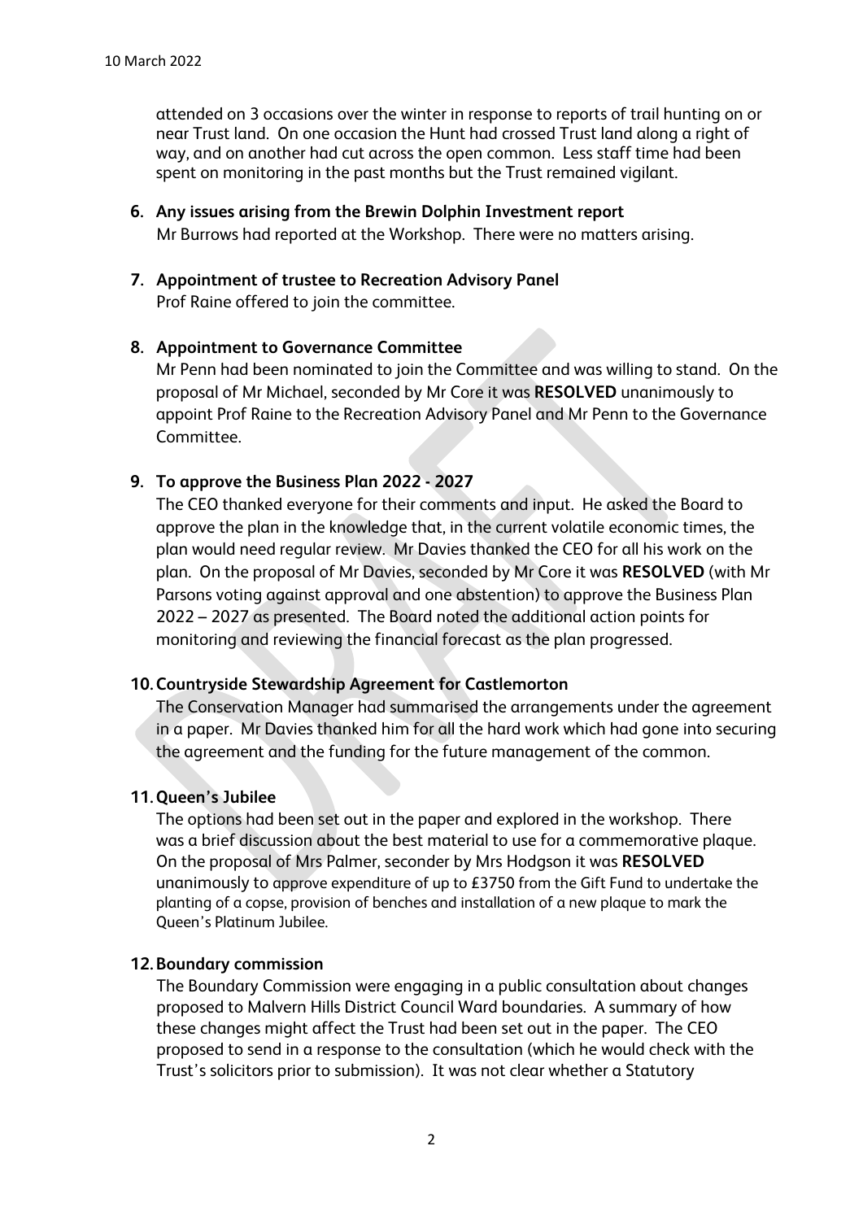attended on 3 occasions over the winter in response to reports of trail hunting on or near Trust land. On one occasion the Hunt had crossed Trust land along a right of way, and on another had cut across the open common. Less staff time had been spent on monitoring in the past months but the Trust remained vigilant.

**6. Any issues arising from the Brewin Dolphin Investment report**

Mr Burrows had reported at the Workshop. There were no matters arising.

**7. Appointment of trustee to Recreation Advisory Panel**

Prof Raine offered to join the committee.

**8. Appointment to Governance Committee**

Mr Penn had been nominated to join the Committee and was willing to stand. On the proposal of Mr Michael, seconded by Mr Core it was **RESOLVED** unanimously to appoint Prof Raine to the Recreation Advisory Panel and Mr Penn to the Governance Committee.

**9. To approve the Business Plan 2022 - 2027**

The CEO thanked everyone for their comments and input. He asked the Board to approve the plan in the knowledge that, in the current volatile economic times, the plan would need regular review. Mr Davies thanked the CEO for all his work on the plan. On the proposal of Mr Davies, seconded by Mr Core it was **RESOLVED** (with Mr Parsons voting against approval and one abstention) to approve the Business Plan 2022 – 2027 as presented. The Board noted the additional action points for monitoring and reviewing the financial forecast as the plan progressed.

**10. Countryside Stewardship Agreement for Castlemorton**

The Conservation Manager had summarised the arrangements under the agreement in a paper. Mr Davies thanked him for all the hard work which had gone into securing the agreement and the funding for the future management of the common.

**11. Queen's Jubilee**

The options had been set out in the paper and explored in the workshop. There was a brief discussion about the best material to use for a commemorative plaque. On the proposal of Mrs Palmer, seconder by Mrs Hodgson it was **RESOLVED** unanimously to approve expenditure of up to £3750 from the Gift Fund to undertake the planting of a copse, provision of benches and installation of a new plaque to mark the Queen's Platinum Jubilee.

**12. Boundary commission**

The Boundary Commission were engaging in a public consultation about changes proposed to Malvern Hills District Council Ward boundaries. A summary of how these changes might affect the Trust had been set out in the paper. The CEO proposed to send in a response to the consultation (which he would check with the Trust's solicitors prior to submission). It was not clear whether a Statutory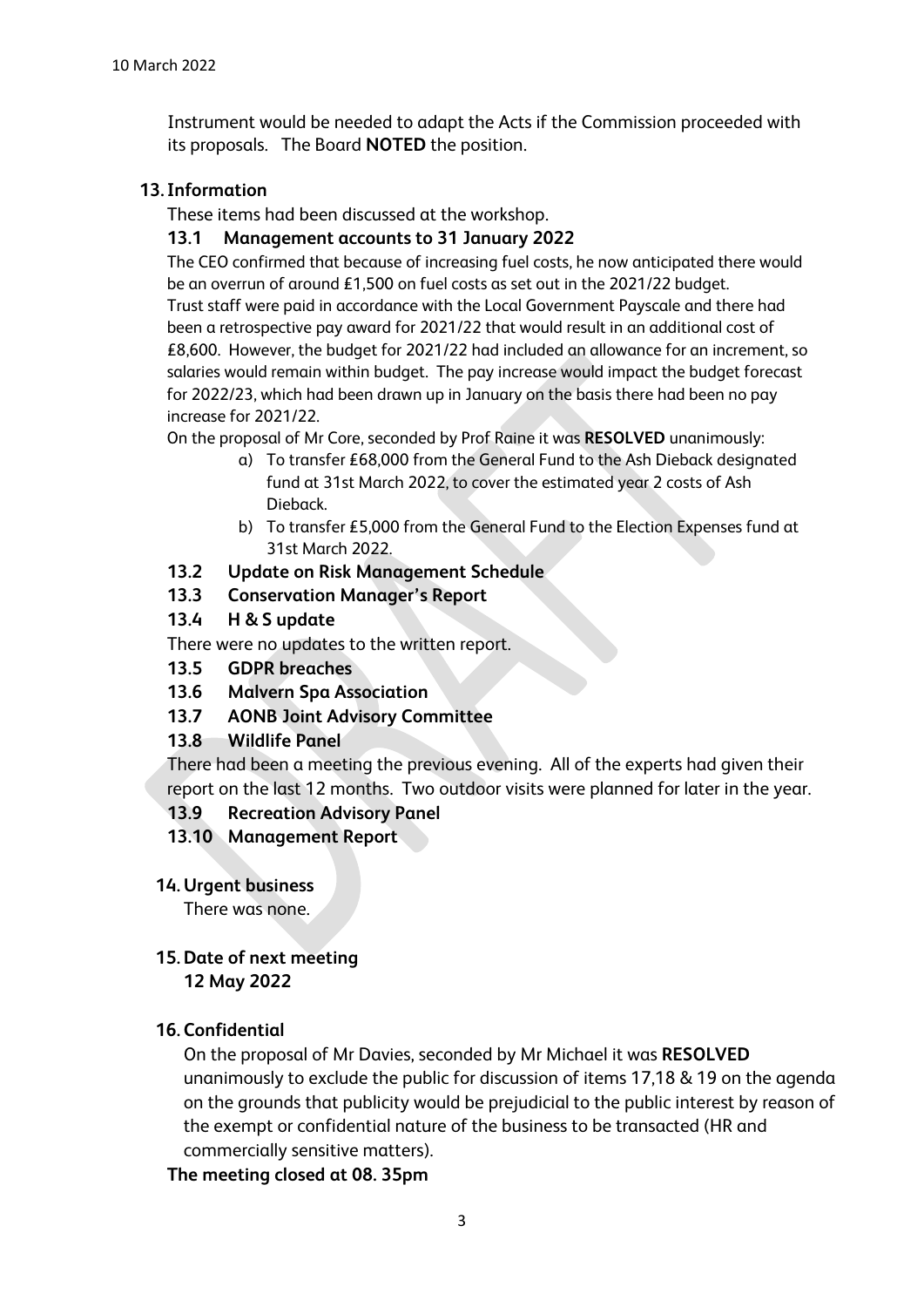Instrument would be needed to adapt the Acts if the Commission proceeded with its proposals. The Board **NOTED** the position.

## 13. Information

These items had been discussed at the workshop.

### 13.1 Management accounts to 31 January 2022

The CEO confirmed that because of increasing fuel costs, he now anticipated there would be an overrun of around £1,500 on fuel costs as set out in the 2021/22 budget.
Trust staff were paid in accordance with the Local Government Payscale and there had been a retrospective pay award for 2021/22 that would result in an additional cost of £8,600. However, the budget for 2021/22 had included an allowance for an increment, so salaries would remain within budget. The pay increase would impact the budget forecast for 2022/23, which had been drawn up in January on the basis there had been no pay increase for 2021/22.
On the proposal of Mr Core, seconded by Prof Raine it was **RESOLVED** unanimously:

a) To transfer £68,000 from the General Fund to the Ash Dieback designated fund at 31st March 2022, to cover the estimated year 2 costs of Ash Dieback.
b) To transfer £5,000 from the General Fund to the Election Expenses fund at 31st March 2022.

### 13.2 Update on Risk Management Schedule

### 13.3 Conservation Manager's Report

### 13.4 H & S update

There were no updates to the written report.

### 13.5 GDPR breaches

### 13.6 Malvern Spa Association

### 13.7 AONB Joint Advisory Committee

### 13.8 Wildlife Panel

There had been a meeting the previous evening. All of the experts had given their report on the last 12 months. Two outdoor visits were planned for later in the year.

### 13.9 Recreation Advisory Panel

### 13.10 Management Report

## 14. Urgent business

There was none.

## 15. Date of next meeting

**12 May 2022**

## 16. Confidential

On the proposal of Mr Davies, seconded by Mr Michael it was **RESOLVED** unanimously to exclude the public for discussion of items 17,18 & 19 on the agenda on the grounds that publicity would be prejudicial to the public interest by reason of the exempt or confidential nature of the business to be transacted (HR and commercially sensitive matters).

**The meeting closed at 08. 35pm**